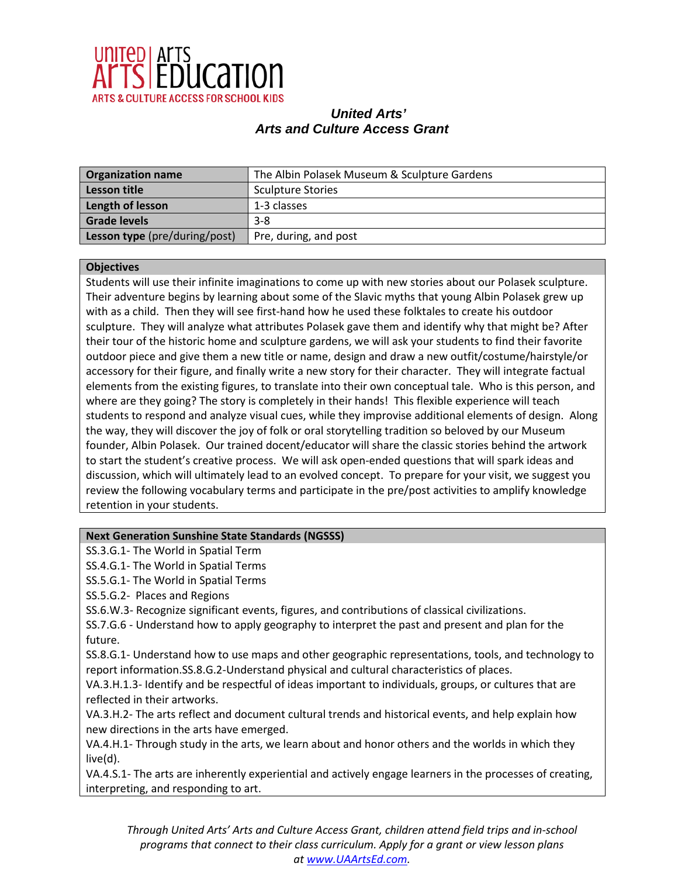United Arts | Arts Education
ARTS & CULTURE ACCESS FOR SCHOOL KIDS

## *United Arts'*
## *Arts and Culture Access Grant*

| | |
|---|---|
| **Organization name** | The Albin Polasek Museum & Sculpture Gardens |
| **Lesson title** | Sculpture Stories |
| **Length of lesson** | 1-3 classes |
| **Grade levels** | 3-8 |
| **Lesson type** (pre/during/post) | Pre, during, and post |

**Objectives**

Students will use their infinite imaginations to come up with new stories about our Polasek sculpture. Their adventure begins by learning about some of the Slavic myths that young Albin Polasek grew up with as a child. Then they will see first-hand how he used these folktales to create his outdoor sculpture. They will analyze what attributes Polasek gave them and identify why that might be? After their tour of the historic home and sculpture gardens, we will ask your students to find their favorite outdoor piece and give them a new title or name, design and draw a new outfit/costume/hairstyle/or accessory for their figure, and finally write a new story for their character. They will integrate factual elements from the existing figures, to translate into their own conceptual tale. Who is this person, and where are they going? The story is completely in their hands! This flexible experience will teach students to respond and analyze visual cues, while they improvise additional elements of design. Along the way, they will discover the joy of folk or oral storytelling tradition so beloved by our Museum founder, Albin Polasek. Our trained docent/educator will share the classic stories behind the artwork to start the student's creative process. We will ask open-ended questions that will spark ideas and discussion, which will ultimately lead to an evolved concept. To prepare for your visit, we suggest you review the following vocabulary terms and participate in the pre/post activities to amplify knowledge retention in your students.

**Next Generation Sunshine State Standards (NGSSS)**

SS.3.G.1- The World in Spatial Term
SS.4.G.1- The World in Spatial Terms
SS.5.G.1- The World in Spatial Terms
SS.5.G.2- Places and Regions
SS.6.W.3- Recognize significant events, figures, and contributions of classical civilizations.
SS.7.G.6 - Understand how to apply geography to interpret the past and present and plan for the future.
SS.8.G.1- Understand how to use maps and other geographic representations, tools, and technology to report information.SS.8.G.2-Understand physical and cultural characteristics of places.
VA.3.H.1.3- Identify and be respectful of ideas important to individuals, groups, or cultures that are reflected in their artworks.
VA.3.H.2- The arts reflect and document cultural trends and historical events, and help explain how new directions in the arts have emerged.
VA.4.H.1- Through study in the arts, we learn about and honor others and the worlds in which they live(d).
VA.4.S.1- The arts are inherently experiential and actively engage learners in the processes of creating, interpreting, and responding to art.

*Through United Arts' Arts and Culture Access Grant, children attend field trips and in-school programs that connect to their class curriculum. Apply for a grant or view lesson plans at [www.UAArtsEd.com](http://www.UAArtsEd.com).*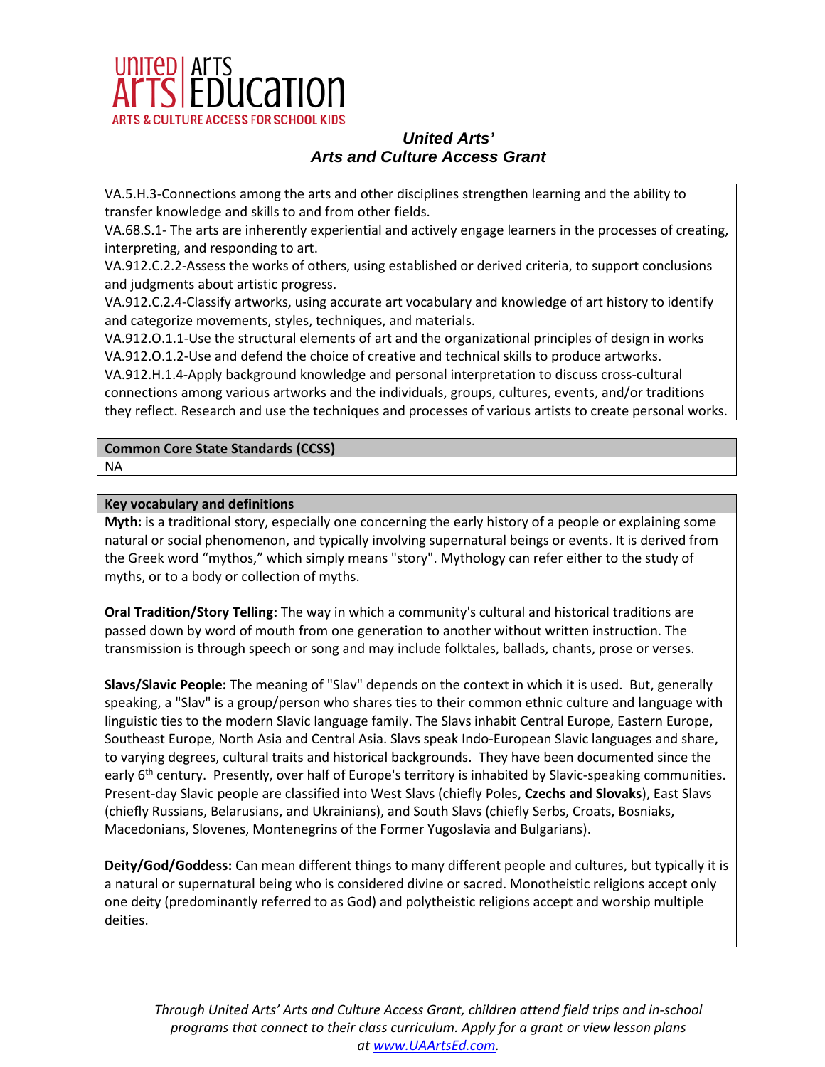VA.5.H.3-Connections among the arts and other disciplines strengthen learning and the ability to transfer knowledge and skills to and from other fields.
VA.68.S.1- The arts are inherently experiential and actively engage learners in the processes of creating, interpreting, and responding to art.
VA.912.C.2.2-Assess the works of others, using established or derived criteria, to support conclusions and judgments about artistic progress.
VA.912.C.2.4-Classify artworks, using accurate art vocabulary and knowledge of art history to identify and categorize movements, styles, techniques, and materials.
VA.912.O.1.1-Use the structural elements of art and the organizational principles of design in works
VA.912.O.1.2-Use and defend the choice of creative and technical skills to produce artworks.
VA.912.H.1.4-Apply background knowledge and personal interpretation to discuss cross-cultural connections among various artworks and the individuals, groups, cultures, events, and/or traditions they reflect. Research and use the techniques and processes of various artists to create personal works.

**Common Core State Standards (CCSS)**

NA

**Key vocabulary and definitions**

**Myth:** is a traditional story, especially one concerning the early history of a people or explaining some natural or social phenomenon, and typically involving supernatural beings or events. It is derived from the Greek word "mythos," which simply means "story". Mythology can refer either to the study of myths, or to a body or collection of myths.

**Oral Tradition/Story Telling:** The way in which a community's cultural and historical traditions are passed down by word of mouth from one generation to another without written instruction. The transmission is through speech or song and may include folktales, ballads, chants, prose or verses.

**Slavs/Slavic People:** The meaning of "Slav" depends on the context in which it is used. But, generally speaking, a "Slav" is a group/person who shares ties to their common ethnic culture and language with linguistic ties to the modern Slavic language family. The Slavs inhabit Central Europe, Eastern Europe, Southeast Europe, North Asia and Central Asia. Slavs speak Indo-European Slavic languages and share, to varying degrees, cultural traits and historical backgrounds. They have been documented since the early 6th century. Presently, over half of Europe's territory is inhabited by Slavic-speaking communities. Present-day Slavic people are classified into West Slavs (chiefly Poles, **Czechs and Slovaks**), East Slavs (chiefly Russians, Belarusians, and Ukrainians), and South Slavs (chiefly Serbs, Croats, Bosniaks, Macedonians, Slovenes, Montenegrins of the Former Yugoslavia and Bulgarians).

**Deity/God/Goddess:** Can mean different things to many different people and cultures, but typically it is a natural or supernatural being who is considered divine or sacred. Monotheistic religions accept only one deity (predominantly referred to as God) and polytheistic religions accept and worship multiple deities.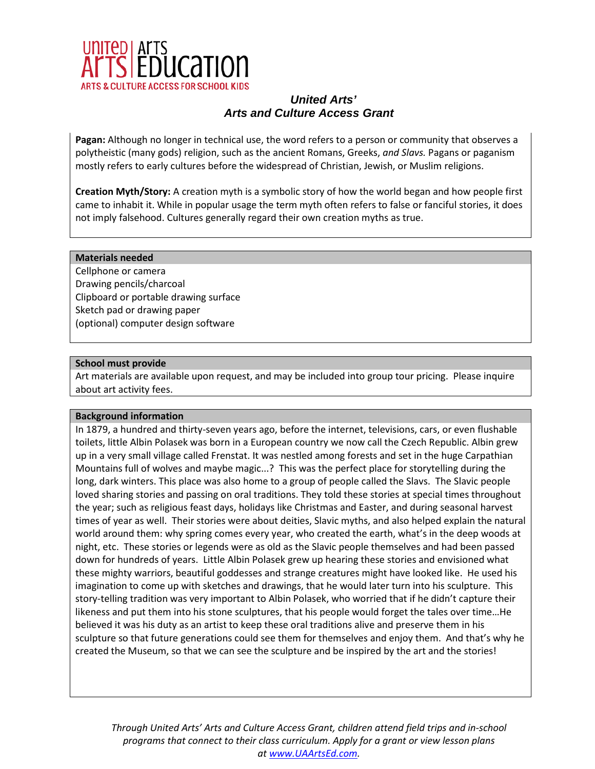**Pagan:** Although no longer in technical use, the word refers to a person or community that observes a polytheistic (many gods) religion, such as the ancient Romans, Greeks, *and Slavs.* Pagans or paganism mostly refers to early cultures before the widespread of Christian, Jewish, or Muslim religions.

**Creation Myth/Story:** A creation myth is a symbolic story of how the world began and how people first came to inhabit it. While in popular usage the term myth often refers to false or fanciful stories, it does not imply falsehood. Cultures generally regard their own creation myths as true.

## Materials needed

Cellphone or camera
Drawing pencils/charcoal
Clipboard or portable drawing surface
Sketch pad or drawing paper
(optional) computer design software

## School must provide

Art materials are available upon request, and may be included into group tour pricing. Please inquire about art activity fees.

## Background information

In 1879, a hundred and thirty-seven years ago, before the internet, televisions, cars, or even flushable toilets, little Albin Polasek was born in a European country we now call the Czech Republic. Albin grew up in a very small village called Frenstat. It was nestled among forests and set in the huge Carpathian Mountains full of wolves and maybe magic...? This was the perfect place for storytelling during the long, dark winters. This place was also home to a group of people called the Slavs. The Slavic people loved sharing stories and passing on oral traditions. They told these stories at special times throughout the year; such as religious feast days, holidays like Christmas and Easter, and during seasonal harvest times of year as well. Their stories were about deities, Slavic myths, and also helped explain the natural world around them: why spring comes every year, who created the earth, what's in the deep woods at night, etc. These stories or legends were as old as the Slavic people themselves and had been passed down for hundreds of years. Little Albin Polasek grew up hearing these stories and envisioned what these mighty warriors, beautiful goddesses and strange creatures might have looked like. He used his imagination to come up with sketches and drawings, that he would later turn into his sculpture. This story-telling tradition was very important to Albin Polasek, who worried that if he didn't capture their likeness and put them into his stone sculptures, that his people would forget the tales over time…He believed it was his duty as an artist to keep these oral traditions alive and preserve them in his sculpture so that future generations could see them for themselves and enjoy them. And that's why he created the Museum, so that we can see the sculpture and be inspired by the art and the stories!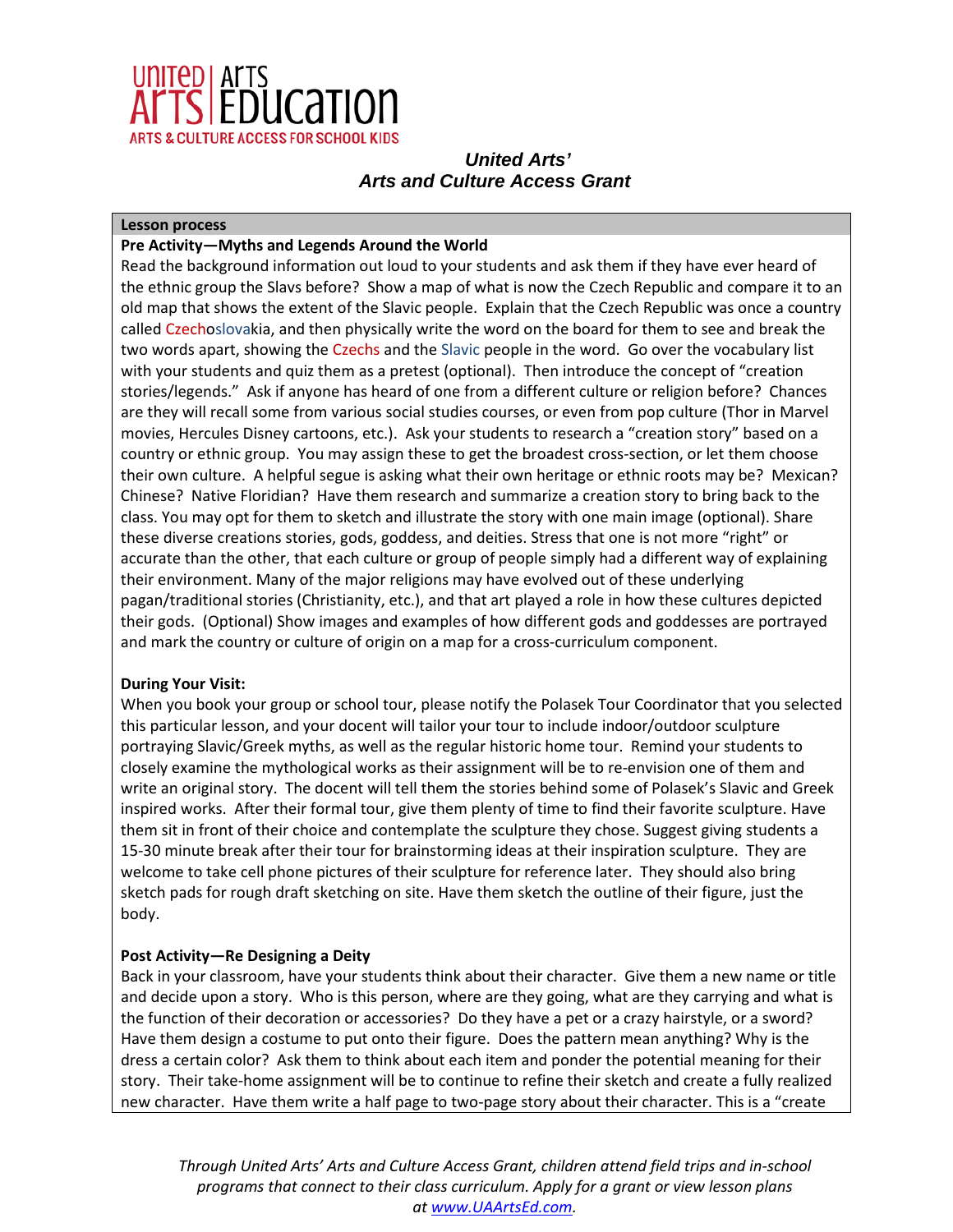**United Arts'**
***Arts and Culture Access Grant***

**Lesson process**

**Pre Activity—Myths and Legends Around the World**

Read the background information out loud to your students and ask them if they have ever heard of the ethnic group the Slavs before? Show a map of what is now the Czech Republic and compare it to an old map that shows the extent of the Slavic people. Explain that the Czech Republic was once a country called Czechoslovakia, and then physically write the word on the board for them to see and break the two words apart, showing the Czechs and the Slavic people in the word. Go over the vocabulary list with your students and quiz them as a pretest (optional). Then introduce the concept of "creation stories/legends." Ask if anyone has heard of one from a different culture or religion before? Chances are they will recall some from various social studies courses, or even from pop culture (Thor in Marvel movies, Hercules Disney cartoons, etc.). Ask your students to research a "creation story" based on a country or ethnic group. You may assign these to get the broadest cross-section, or let them choose their own culture. A helpful segue is asking what their own heritage or ethnic roots may be? Mexican? Chinese? Native Floridian? Have them research and summarize a creation story to bring back to the class. You may opt for them to sketch and illustrate the story with one main image (optional). Share these diverse creations stories, gods, goddess, and deities. Stress that one is not more "right" or accurate than the other, that each culture or group of people simply had a different way of explaining their environment. Many of the major religions may have evolved out of these underlying pagan/traditional stories (Christianity, etc.), and that art played a role in how these cultures depicted their gods. (Optional) Show images and examples of how different gods and goddesses are portrayed and mark the country or culture of origin on a map for a cross-curriculum component.

**During Your Visit:**

When you book your group or school tour, please notify the Polasek Tour Coordinator that you selected this particular lesson, and your docent will tailor your tour to include indoor/outdoor sculpture portraying Slavic/Greek myths, as well as the regular historic home tour. Remind your students to closely examine the mythological works as their assignment will be to re-envision one of them and write an original story. The docent will tell them the stories behind some of Polasek's Slavic and Greek inspired works. After their formal tour, give them plenty of time to find their favorite sculpture. Have them sit in front of their choice and contemplate the sculpture they chose. Suggest giving students a 15-30 minute break after their tour for brainstorming ideas at their inspiration sculpture. They are welcome to take cell phone pictures of their sculpture for reference later. They should also bring sketch pads for rough draft sketching on site. Have them sketch the outline of their figure, just the body.

**Post Activity—Re Designing a Deity**

Back in your classroom, have your students think about their character. Give them a new name or title and decide upon a story. Who is this person, where are they going, what are they carrying and what is the function of their decoration or accessories? Do they have a pet or a crazy hairstyle, or a sword? Have them design a costume to put onto their figure. Does the pattern mean anything? Why is the dress a certain color? Ask them to think about each item and ponder the potential meaning for their story. Their take-home assignment will be to continue to refine their sketch and create a fully realized new character. Have them write a half page to two-page story about their character. This is a "create

*Through United Arts' Arts and Culture Access Grant, children attend field trips and in-school programs that connect to their class curriculum. Apply for a grant or view lesson plans at www.UAArtsEd.com.*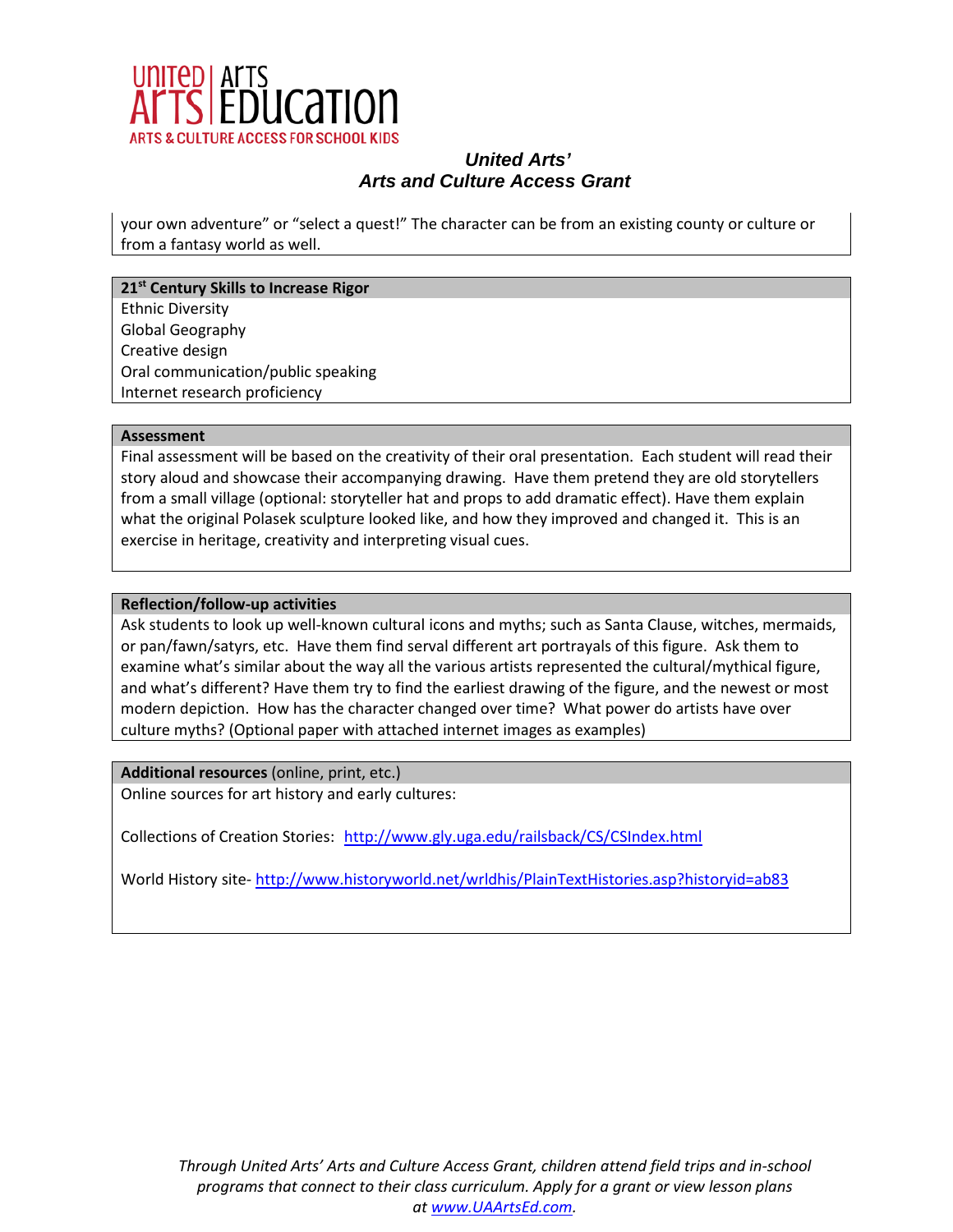your own adventure" or "select a quest!" The character can be from an existing county or culture or from a fantasy world as well.

**21st Century Skills to Increase Rigor**

Ethnic Diversity
Global Geography
Creative design
Oral communication/public speaking
Internet research proficiency

**Assessment**

Final assessment will be based on the creativity of their oral presentation. Each student will read their story aloud and showcase their accompanying drawing. Have them pretend they are old storytellers from a small village (optional: storyteller hat and props to add dramatic effect). Have them explain what the original Polasek sculpture looked like, and how they improved and changed it. This is an exercise in heritage, creativity and interpreting visual cues.

**Reflection/follow-up activities**

Ask students to look up well-known cultural icons and myths; such as Santa Clause, witches, mermaids, or pan/fawn/satyrs, etc. Have them find serval different art portrayals of this figure. Ask them to examine what's similar about the way all the various artists represented the cultural/mythical figure, and what's different? Have them try to find the earliest drawing of the figure, and the newest or most modern depiction. How has the character changed over time? What power do artists have over culture myths? (Optional paper with attached internet images as examples)

**Additional resources** (online, print, etc.)

Online sources for art history and early cultures:

Collections of Creation Stories: http://www.gly.uga.edu/railsback/CS/CSIndex.html

World History site- http://www.historyworld.net/wrldhis/PlainTextHistories.asp?historyid=ab83

*Through United Arts' Arts and Culture Access Grant, children attend field trips and in-school programs that connect to their class curriculum. Apply for a grant or view lesson plans at www.UAArtsEd.com.*